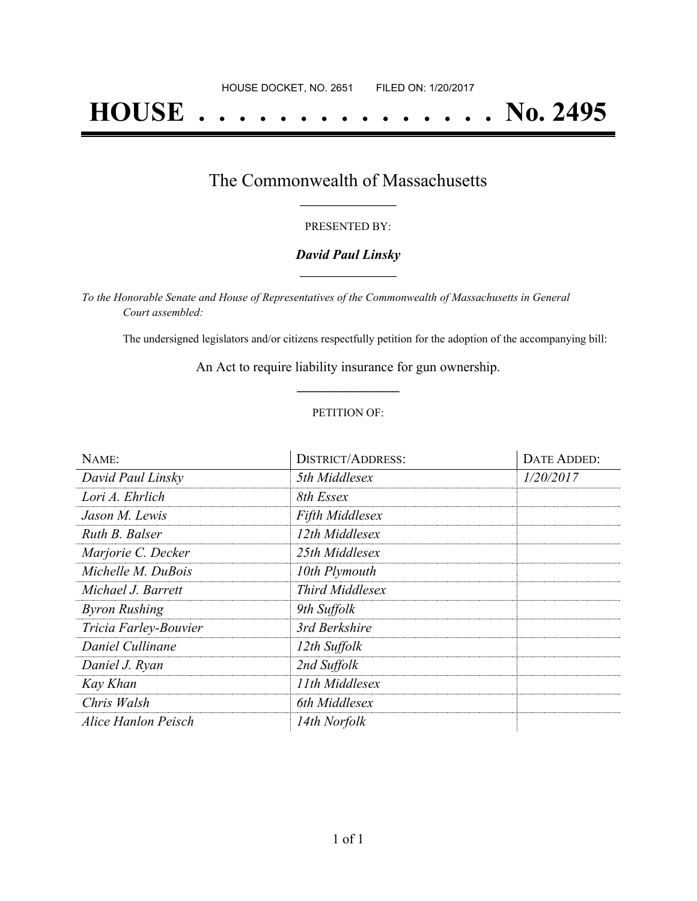HOUSE DOCKET, NO. 2651 FILED ON: 1/20/2017

# HOUSE . . . . . . . . . . . . . . . No. 2495

## The Commonwealth of Massachusetts

PRESENTED BY:

***David Paul Linsky***

*To the Honorable Senate and House of Representatives of the Commonwealth of Massachusetts in General Court assembled:*

The undersigned legislators and/or citizens respectfully petition for the adoption of the accompanying bill:

An Act to require liability insurance for gun ownership.

PETITION OF:

| NAME: | DISTRICT/ADDRESS: | DATE ADDED: |
|---|---|---|
| *David Paul Linsky* | *5th Middlesex* | *1/20/2017* |
| *Lori A. Ehrlich* | *8th Essex* | |
| *Jason M. Lewis* | *Fifth Middlesex* | |
| *Ruth B. Balser* | *12th Middlesex* | |
| *Marjorie C. Decker* | *25th Middlesex* | |
| *Michelle M. DuBois* | *10th Plymouth* | |
| *Michael J. Barrett* | *Third Middlesex* | |
| *Byron Rushing* | *9th Suffolk* | |
| *Tricia Farley-Bouvier* | *3rd Berkshire* | |
| *Daniel Cullinane* | *12th Suffolk* | |
| *Daniel J. Ryan* | *2nd Suffolk* | |
| *Kay Khan* | *11th Middlesex* | |
| *Chris Walsh* | *6th Middlesex* | |
| *Alice Hanlon Peisch* | *14th Norfolk* | |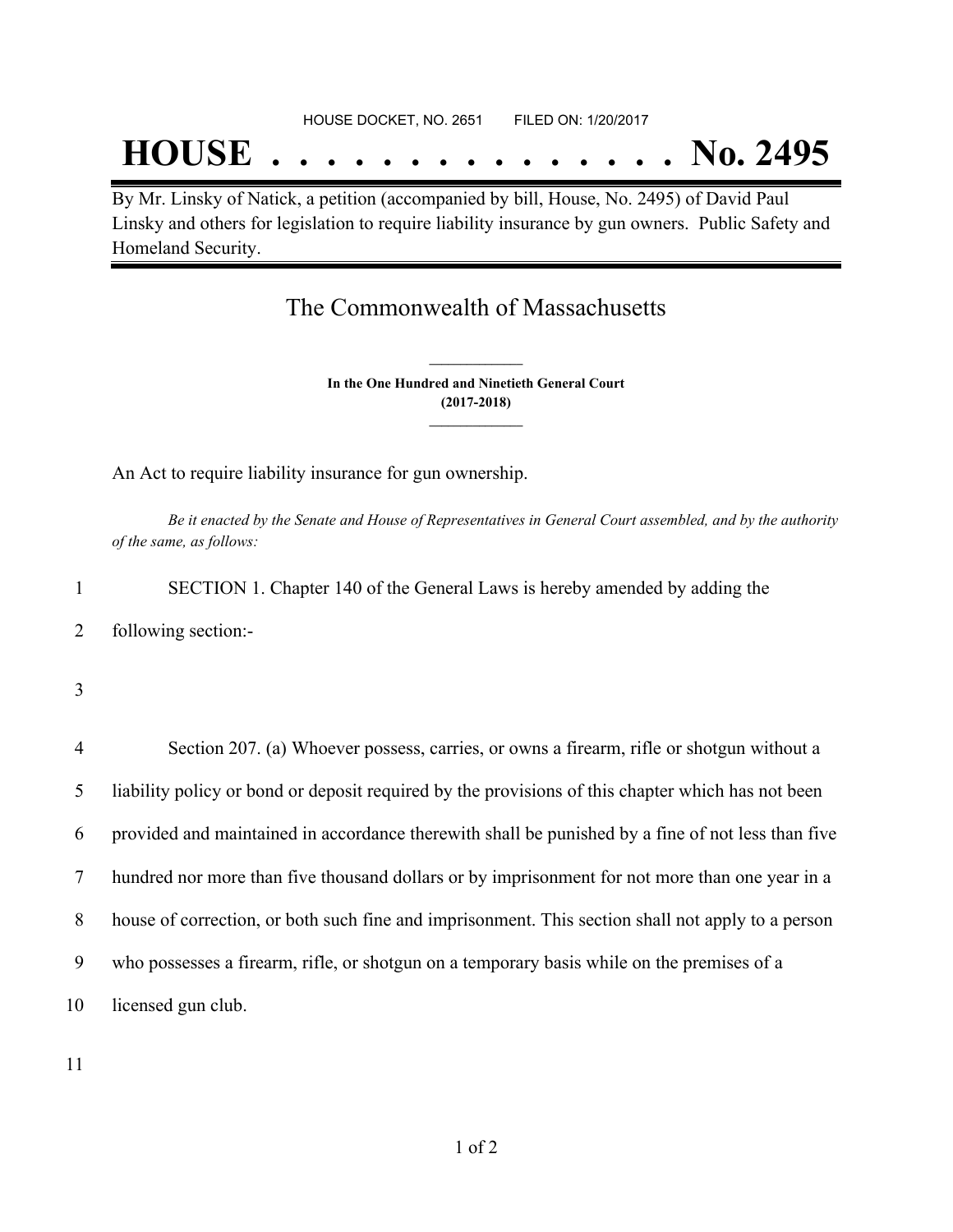HOUSE DOCKET, NO. 2651 FILED ON: 1/20/2017

# HOUSE . . . . . . . . . . . . . . . No. 2495

By Mr. Linsky of Natick, a petition (accompanied by bill, House, No. 2495) of David Paul Linsky and others for legislation to require liability insurance by gun owners. Public Safety and Homeland Security.

## The Commonwealth of Massachusetts

**In the One Hundred and Ninetieth General Court**
**(2017-2018)**

An Act to require liability insurance for gun ownership.

*Be it enacted by the Senate and House of Representatives in General Court assembled, and by the authority of the same, as follows:*

1 SECTION 1. Chapter 140 of the General Laws is hereby amended by adding the
2 following section:-
3
4 Section 207. (a) Whoever possess, carries, or owns a firearm, rifle or shotgun without a
5 liability policy or bond or deposit required by the provisions of this chapter which has not been
6 provided and maintained in accordance therewith shall be punished by a fine of not less than five
7 hundred nor more than five thousand dollars or by imprisonment for not more than one year in a
8 house of correction, or both such fine and imprisonment. This section shall not apply to a person
9 who possesses a firearm, rifle, or shotgun on a temporary basis while on the premises of a
10 licensed gun club.
11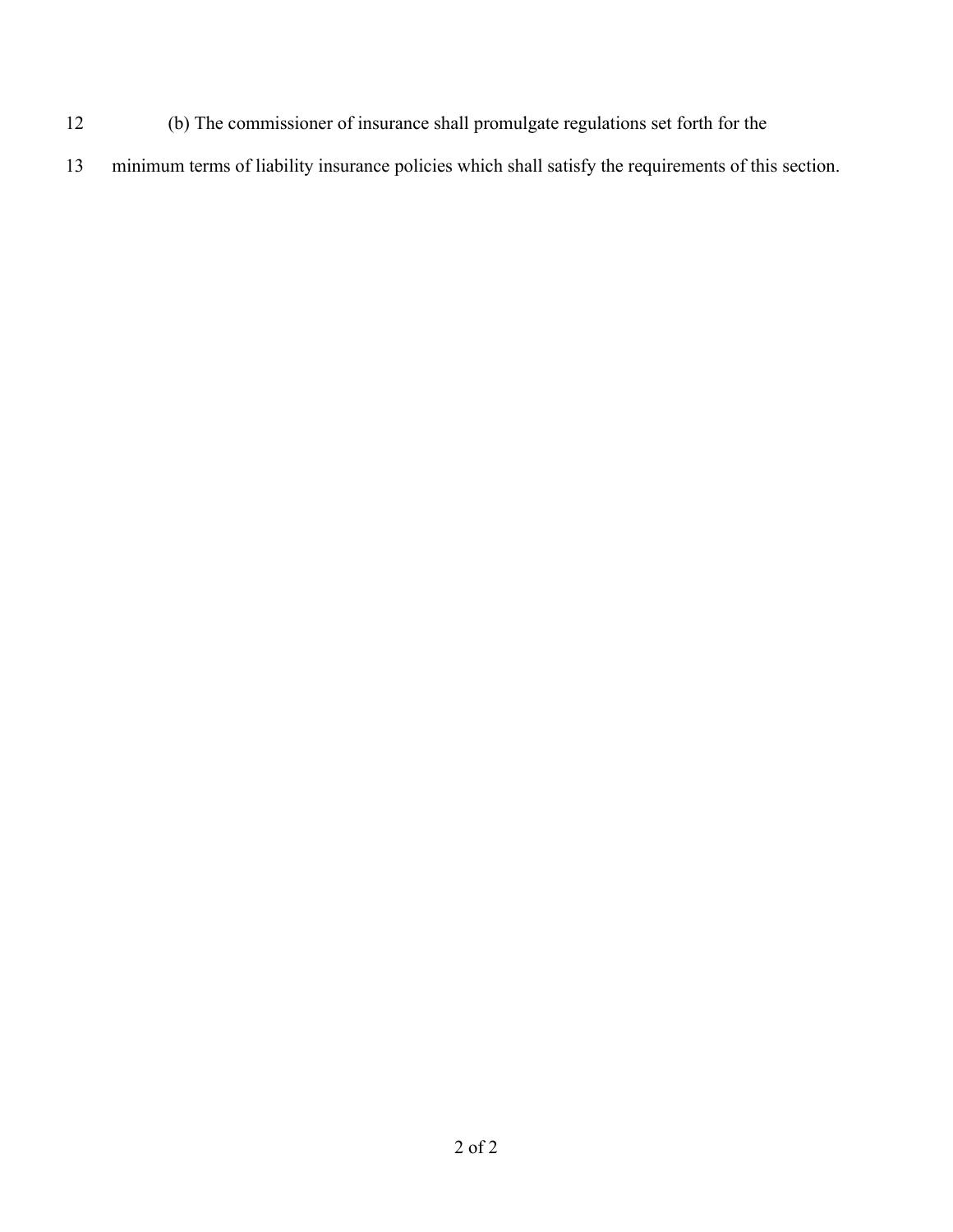(b) The commissioner of insurance shall promulgate regulations set forth for the minimum terms of liability insurance policies which shall satisfy the requirements of this section.